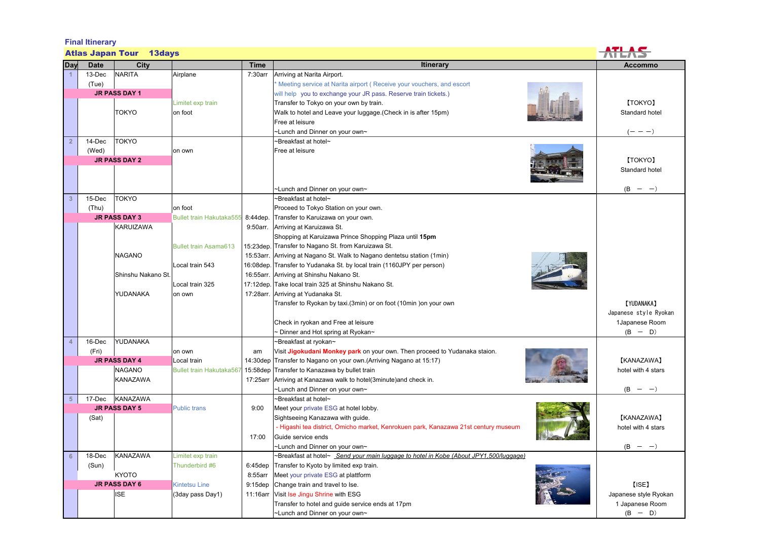**Final Itinerary**

**Atlas Japan Tour 13days**

| Day | Date | City | | Time | Itinerary | Accommo |
|---|---|---|---|---|---|---|
| 1 | 13-Dec | NARITA | Airplane | 7:30arr | Arriving at Narita Airport. | |
| | (Tue) | | | | * Meeting service at Narita airport ( Receive your vouchers, and escort | |
| | JR PASS DAY 1 | | | | will help you to exchange your JR pass. Reserve train tickets.) | |
| | | | Limitet exp train | | Transfer to Tokyo on your own by train. | 【TOKYO】 |
| | | TOKYO | on foot | | Walk to hotel and Leave your luggage.(Check in is after 15pm) | Standard hotel |
| | | | | | Free at leisure | |
| | | | | | ~Lunch and Dinner on your own~ | (－ － －) |
| 2 | 14-Dec | TOKYO | | | ~Breakfast at hotel~ | |
| | (Wed) | | on own | | Free at leisure | |
| | JR PASS DAY 2 | | | | | 【TOKYO】 |
| | | | | | | Standard hotel |
| | | | | | ~Lunch and Dinner on your own~ | (B － －) |
| 3 | 15-Dec | TOKYO | | | ~Breakfast at hotel~ | |
| | (Thu) | | on foot | | Proceed to Tokyo Station on your own. | |
| | JR PASS DAY 3 | | Bullet train Hakutaka555 | 8:44dep. | Transfer to Karuizawa on your own. | |
| | | KARUIZAWA | | 9:50arr. | Arriving at Karuizawa St. | |
| | | | | | Shopping at Karuizawa Prince Shopping Plaza until **15pm** | |
| | | | Bullet train Asama613 | 15:23dep. | Transfer to Nagano St. from Karuizawa St. | |
| | | NAGANO | | 15:53arr. | Arriving at Nagano St. Walk to Nagano dentetsu station (1min) | |
| | | | Local train 543 | 16:08dep. | Transfer to Yudanaka St. by local train (1160JPY per person) | |
| | | Shinshu Nakano St. | | 16:55arr. | Arriving at Shinshu Nakano St. | |
| | | | Local train 325 | 17:12dep. | Take local train 325 at Shinshu Nakano St. | |
| | | YUDANAKA | on own | 17:28arr. | Arriving at Yudanaka St. | |
| | | | | | Transfer to Ryokan by taxi.(3min) or on foot (10min )on your own | 【YUDANAKA】 |
| | | | | | | Japanese style Ryokan |
| | | | | | Check in ryokan and Free at leisure | 1Japanese Room |
| | | | | | ~ Dinner and Hot spring at Ryokan~ | (B － D) |
| 4 | 16-Dec | YUDANAKA | | | ~Breakfast at ryokan~ | |
| | (Fri) | | on own | am | Visit **Jigokudani Monkey park** on your own. Then proceed to Yudanaka staion. | |
| | JR PASS DAY 4 | | Local train | 14:30dep | Transfer to Nagano on your own.(Arriving Nagano at 15:17) | 【KANAZAWA】 |
| | | NAGANO | Bullet train Hakutaka567 | 15:58dep | Transfer to Kanazawa by bullet train | hotel with 4 stars |
| | | KANAZAWA | | 17:25arr | Arriving at Kanazawa walk to hotel(3minute)and check in. | |
| | | | | | ~Lunch and Dinner on your own~ | (B － －) |
| 5 | 17-Dec | KANAZAWA | | | ~Breakfast at hotel~ | |
| | JR PASS DAY 5 | | Public trans | 9:00 | Meet your private ESG at hotel lobby. | |
| | (Sat) | | | | Sightseeing Kanazawa with guide. | 【KANAZAWA】 |
| | | | | | - Higashi tea district, Omicho market, Kenrokuen park, Kanazawa 21st century museum | hotel with 4 stars |
| | | | | 17:00 | Guide service ends | |
| | | | | | ~Lunch and Dinner on your own~ | (B － －) |
| 6 | 18-Dec | KANAZAWA | Limitet exp train | | ~Breakfast at hotel~ _Send your main luggage to hotel in Kobe (About JPY1,500/luggage)_ | |
| | (Sun) | | Thunderbird #6 | 6:45dep | Transfer to Kyoto by limited exp train. | |
| | | KYOTO | | 8:55arr | Meet your private ESG at plattform | |
| | JR PASS DAY 6 | | Kintetsu Line | 9:15dep | Change train and travel to Ise. | 【ISE】 |
| | | ISE | (3day pass Day1) | 11:16arr | Visit Ise Jingu Shrine with ESG | Japanese style Ryokan |
| | | | | | Transfer to hotel and guide service ends at 17pm | 1 Japanese Room |
| | | | | | ~Lunch and Dinner on your own~ | (B － D) |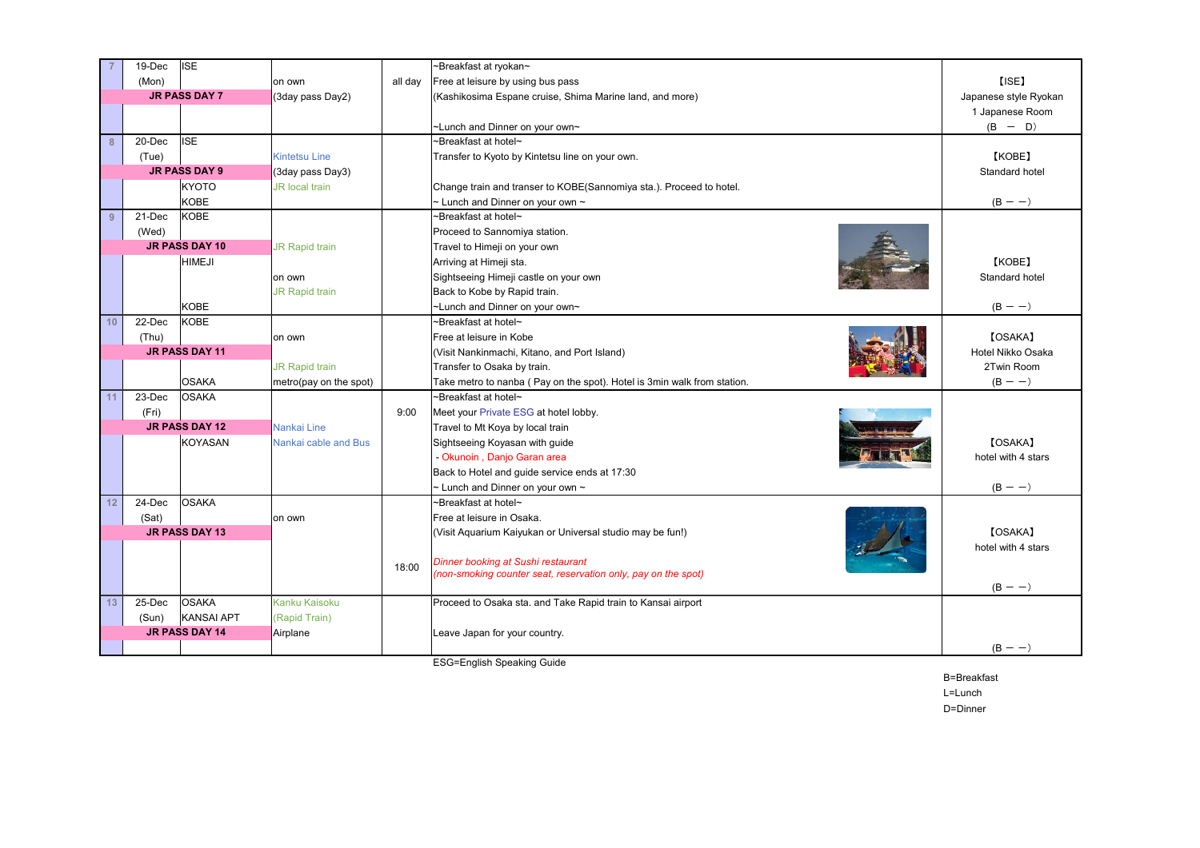| | | | | | | |
|---|---|---|---|---|---|---|
| 7 | 19-Dec (Mon) **JR PASS DAY 7** | ISE | on own (3day pass Day2) | all day | ~Breakfast at ryokan~<br>Free at leisure by using bus pass<br>(Kashikosima Espane cruise, Shima Marine land, and more)<br>~Lunch and Dinner on your own~ | 【ISE】<br>Japanese style Ryokan<br>1 Japanese Room<br>(B　ー　D) |
| 8 | 20-Dec (Tue) **JR PASS DAY 9** | ISE<br>KYOTO<br>KOBE | Kintetsu Line (3day pass Day3)<br>JR local train | | ~Breakfast at hotel~<br>Transfer to Kyoto by Kintetsu line on your own.<br>Change train and transer to KOBE(Sannomiya sta.). Proceed to hotel.<br>~ Lunch and Dinner on your own ~ | 【KOBE】<br>Standard hotel<br>(B ー ー) |
| 9 | 21-Dec (Wed) **JR PASS DAY 10** | KOBE<br>HIMEJI<br>KOBE | JR Rapid train<br>on own<br>JR Rapid train | | ~Breakfast at hotel~<br>Proceed to Sannomiya station.<br>Travel to Himeji on your own<br>Arriving at Himeji sta.<br>Sightseeing Himeji castle on your own<br>Back to Kobe by Rapid train.<br>~Lunch and Dinner on your own~ | 【KOBE】<br>Standard hotel<br>(B ー ー) |
| 10 | 22-Dec (Thu) **JR PASS DAY 11** | KOBE<br>OSAKA | on own<br>JR Rapid train<br>metro(pay on the spot) | | ~Breakfast at hotel~<br>Free at leisure in Kobe<br>(Visit Nankinmachi, Kitano, and Port Island)<br>Transfer to Osaka by train.<br>Take metro to nanba ( Pay on the spot). Hotel is 3min walk from station. | 【OSAKA】<br>Hotel Nikko Osaka<br>2Twin Room<br>(B ー ー) |
| 11 | 23-Dec (Fri) **JR PASS DAY 12** | OSAKA<br>KOYASAN | Nankai Line<br>Nankai cable and Bus | 9:00 | ~Breakfast at hotel~<br>Meet your Private ESG at hotel lobby.<br>Travel to Mt Koya by local train<br>Sightseeing Koyasan with guide<br>- Okunoin , Danjo Garan area<br>Back to Hotel and guide service ends at 17:30<br>~ Lunch and Dinner on your own ~ | 【OSAKA】<br>hotel with 4 stars<br>(B ー ー) |
| 12 | 24-Dec (Sat) **JR PASS DAY 13** | OSAKA | on own | 18:00 | ~Breakfast at hotel~<br>Free at leisure in Osaka.<br>(Visit Aquarium Kaiyukan or Universal studio may be fun!)<br>*Dinner booking at Sushi restaurant*<br>*(non-smoking counter seat, reservation only, pay on the spot)* | 【OSAKA】<br>hotel with 4 stars<br>(B ー ー) |
| 13 | 25-Dec (Sun) **JR PASS DAY 14** | OSAKA<br>KANSAI APT | Kanku Kaisoku (Rapid Train)<br>Airplane | | Proceed to Osaka sta. and Take Rapid train to Kansai airport<br>Leave Japan for your country. | (B ー ー) |

ESG=English Speaking Guide

B=Breakfast
L=Lunch
D=Dinner